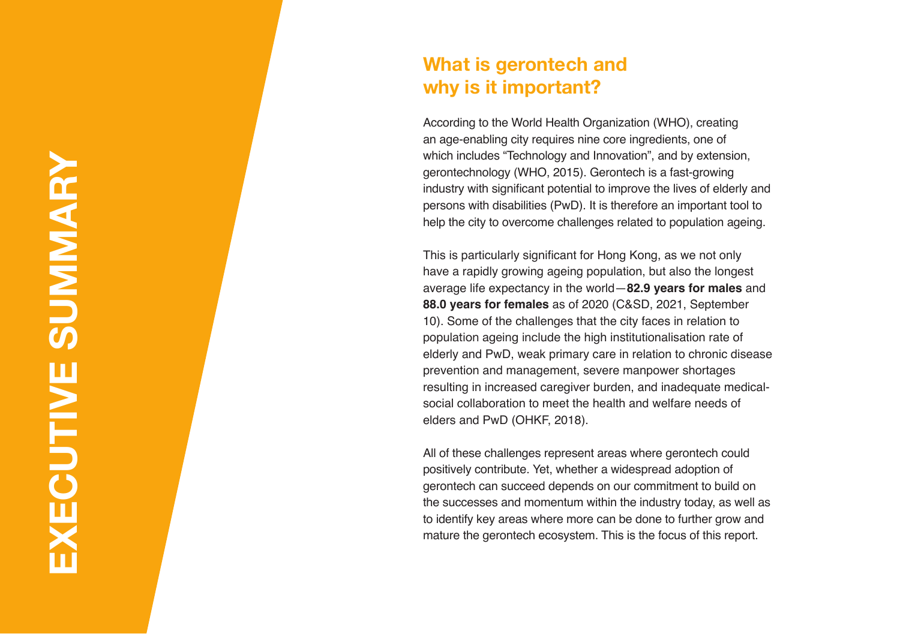# EXECUTIVE SUMMARY

## What is gerontech and why is it important?

According to the World Health Organization (WHO), creating an age-enabling city requires nine core ingredients, one of which includes "Technology and Innovation", and by extension, gerontechnology (WHO, 2015). Gerontech is a fast-growing industry with significant potential to improve the lives of elderly and persons with disabilities (PwD). It is therefore an important tool to help the city to overcome challenges related to population ageing.

This is particularly significant for Hong Kong, as we not only have a rapidly growing ageing population, but also the longest average life expectancy in the world—**82.9 years for males** and **88.0 years for females** as of 2020 (C&SD, 2021, September 10). Some of the challenges that the city faces in relation to population ageing include the high institutionalisation rate of elderly and PwD, weak primary care in relation to chronic disease prevention and management, severe manpower shortages resulting in increased caregiver burden, and inadequate medical-social collaboration to meet the health and welfare needs of elders and PwD (OHKF, 2018).

All of these challenges represent areas where gerontech could positively contribute. Yet, whether a widespread adoption of gerontech can succeed depends on our commitment to build on the successes and momentum within the industry today, as well as to identify key areas where more can be done to further grow and mature the gerontech ecosystem. This is the focus of this report.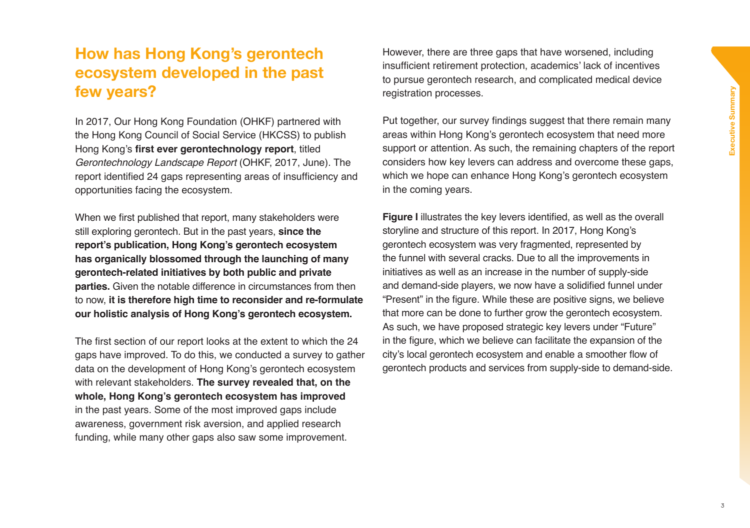## How has Hong Kong's gerontech ecosystem developed in the past few years?

In 2017, Our Hong Kong Foundation (OHKF) partnered with the Hong Kong Council of Social Service (HKCSS) to publish Hong Kong's **first ever gerontechnology report**, titled *Gerontechnology Landscape Report* (OHKF, 2017, June). The report identified 24 gaps representing areas of insufficiency and opportunities facing the ecosystem.

When we first published that report, many stakeholders were still exploring gerontech. But in the past years, **since the report's publication, Hong Kong's gerontech ecosystem has organically blossomed through the launching of many gerontech-related initiatives by both public and private parties.** Given the notable difference in circumstances from then to now, **it is therefore high time to reconsider and re-formulate our holistic analysis of Hong Kong's gerontech ecosystem.**

The first section of our report looks at the extent to which the 24 gaps have improved. To do this, we conducted a survey to gather data on the development of Hong Kong's gerontech ecosystem with relevant stakeholders. **The survey revealed that, on the whole, Hong Kong's gerontech ecosystem has improved** in the past years. Some of the most improved gaps include awareness, government risk aversion, and applied research funding, while many other gaps also saw some improvement.

However, there are three gaps that have worsened, including insufficient retirement protection, academics' lack of incentives to pursue gerontech research, and complicated medical device registration processes.

Put together, our survey findings suggest that there remain many areas within Hong Kong's gerontech ecosystem that need more support or attention. As such, the remaining chapters of the report considers how key levers can address and overcome these gaps, which we hope can enhance Hong Kong's gerontech ecosystem in the coming years.

**Figure I** illustrates the key levers identified, as well as the overall storyline and structure of this report. In 2017, Hong Kong's gerontech ecosystem was very fragmented, represented by the funnel with several cracks. Due to all the improvements in initiatives as well as an increase in the number of supply-side and demand-side players, we now have a solidified funnel under "Present" in the figure. While these are positive signs, we believe that more can be done to further grow the gerontech ecosystem. As such, we have proposed strategic key levers under "Future" in the figure, which we believe can facilitate the expansion of the city's local gerontech ecosystem and enable a smoother flow of gerontech products and services from supply-side to demand-side.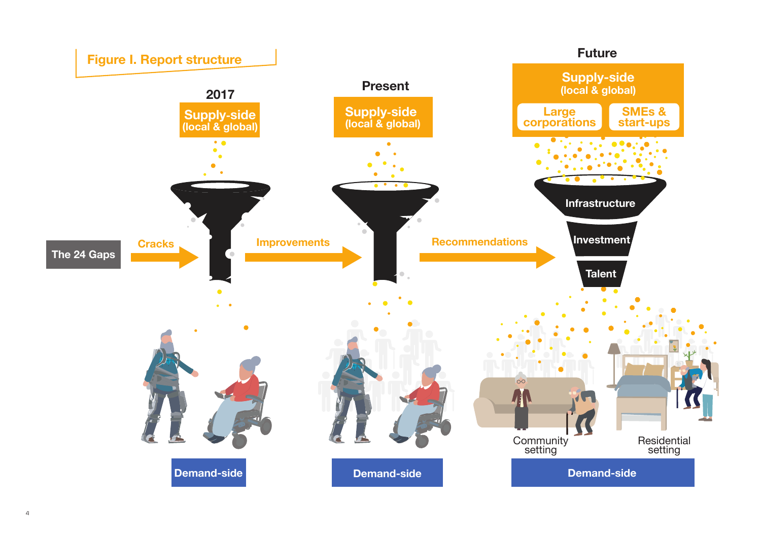## Figure I. Report structure

| 2017 | | Present | | Future |
|---|---|---|---|---|
| Supply-side (local & global) | | Supply-side (local & global) | | Supply-side (local & global): Large corporations; SMEs & start-ups |
| The 24 Gaps → Cracks | → Improvements | | → Recommendations | Infrastructure / Investment / Talent |
| Demand-side | | Demand-side | | Demand-side: Community setting; Residential setting |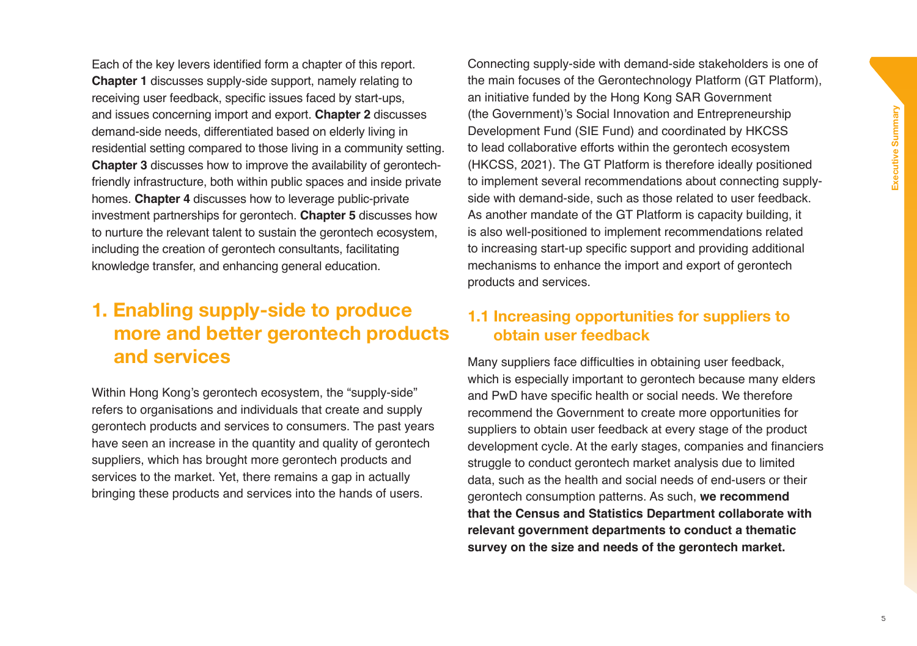Each of the key levers identified form a chapter of this report. **Chapter 1** discusses supply-side support, namely relating to receiving user feedback, specific issues faced by start-ups, and issues concerning import and export. **Chapter 2** discusses demand-side needs, differentiated based on elderly living in residential setting compared to those living in a community setting. **Chapter 3** discusses how to improve the availability of gerontech-friendly infrastructure, both within public spaces and inside private homes. **Chapter 4** discusses how to leverage public-private investment partnerships for gerontech. **Chapter 5** discusses how to nurture the relevant talent to sustain the gerontech ecosystem, including the creation of gerontech consultants, facilitating knowledge transfer, and enhancing general education.

## 1. Enabling supply-side to produce more and better gerontech products and services

Within Hong Kong's gerontech ecosystem, the "supply-side" refers to organisations and individuals that create and supply gerontech products and services to consumers. The past years have seen an increase in the quantity and quality of gerontech suppliers, which has brought more gerontech products and services to the market. Yet, there remains a gap in actually bringing these products and services into the hands of users.

Connecting supply-side with demand-side stakeholders is one of the main focuses of the Gerontechnology Platform (GT Platform), an initiative funded by the Hong Kong SAR Government (the Government)'s Social Innovation and Entrepreneurship Development Fund (SIE Fund) and coordinated by HKCSS to lead collaborative efforts within the gerontech ecosystem (HKCSS, 2021). The GT Platform is therefore ideally positioned to implement several recommendations about connecting supply-side with demand-side, such as those related to user feedback. As another mandate of the GT Platform is capacity building, it is also well-positioned to implement recommendations related to increasing start-up specific support and providing additional mechanisms to enhance the import and export of gerontech products and services.

### 1.1 Increasing opportunities for suppliers to obtain user feedback

Many suppliers face difficulties in obtaining user feedback, which is especially important to gerontech because many elders and PwD have specific health or social needs. We therefore recommend the Government to create more opportunities for suppliers to obtain user feedback at every stage of the product development cycle. At the early stages, companies and financiers struggle to conduct gerontech market analysis due to limited data, such as the health and social needs of end-users or their gerontech consumption patterns. As such, **we recommend that the Census and Statistics Department collaborate with relevant government departments to conduct a thematic survey on the size and needs of the gerontech market.**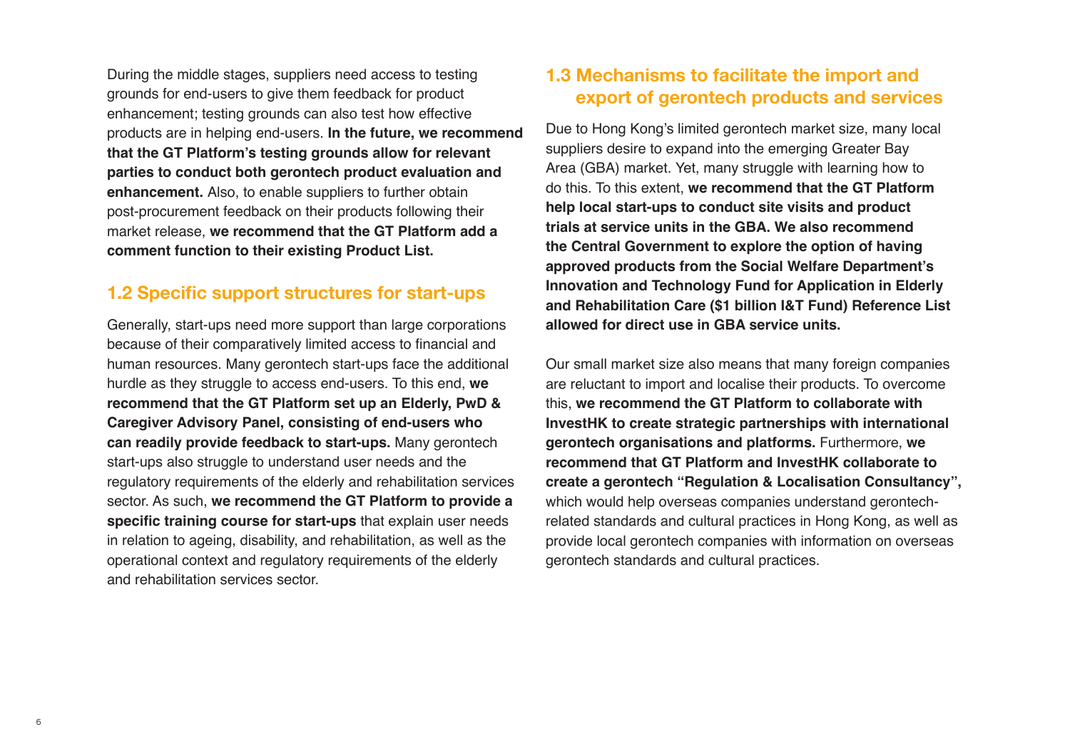During the middle stages, suppliers need access to testing grounds for end-users to give them feedback for product enhancement; testing grounds can also test how effective products are in helping end-users. **In the future, we recommend that the GT Platform's testing grounds allow for relevant parties to conduct both gerontech product evaluation and enhancement.** Also, to enable suppliers to further obtain post-procurement feedback on their products following their market release, **we recommend that the GT Platform add a comment function to their existing Product List.**

## 1.2 Specific support structures for start-ups

Generally, start-ups need more support than large corporations because of their comparatively limited access to financial and human resources. Many gerontech start-ups face the additional hurdle as they struggle to access end-users. To this end, **we recommend that the GT Platform set up an Elderly, PwD & Caregiver Advisory Panel, consisting of end-users who can readily provide feedback to start-ups.** Many gerontech start-ups also struggle to understand user needs and the regulatory requirements of the elderly and rehabilitation services sector. As such, **we recommend the GT Platform to provide a specific training course for start-ups** that explain user needs in relation to ageing, disability, and rehabilitation, as well as the operational context and regulatory requirements of the elderly and rehabilitation services sector.

## 1.3 Mechanisms to facilitate the import and export of gerontech products and services

Due to Hong Kong's limited gerontech market size, many local suppliers desire to expand into the emerging Greater Bay Area (GBA) market. Yet, many struggle with learning how to do this. To this extent, **we recommend that the GT Platform help local start-ups to conduct site visits and product trials at service units in the GBA. We also recommend the Central Government to explore the option of having approved products from the Social Welfare Department's Innovation and Technology Fund for Application in Elderly and Rehabilitation Care ($1 billion I&T Fund) Reference List allowed for direct use in GBA service units.**

Our small market size also means that many foreign companies are reluctant to import and localise their products. To overcome this, **we recommend the GT Platform to collaborate with InvestHK to create strategic partnerships with international gerontech organisations and platforms.** Furthermore, **we recommend that GT Platform and InvestHK collaborate to create a gerontech "Regulation & Localisation Consultancy",** which would help overseas companies understand gerontech-related standards and cultural practices in Hong Kong, as well as provide local gerontech companies with information on overseas gerontech standards and cultural practices.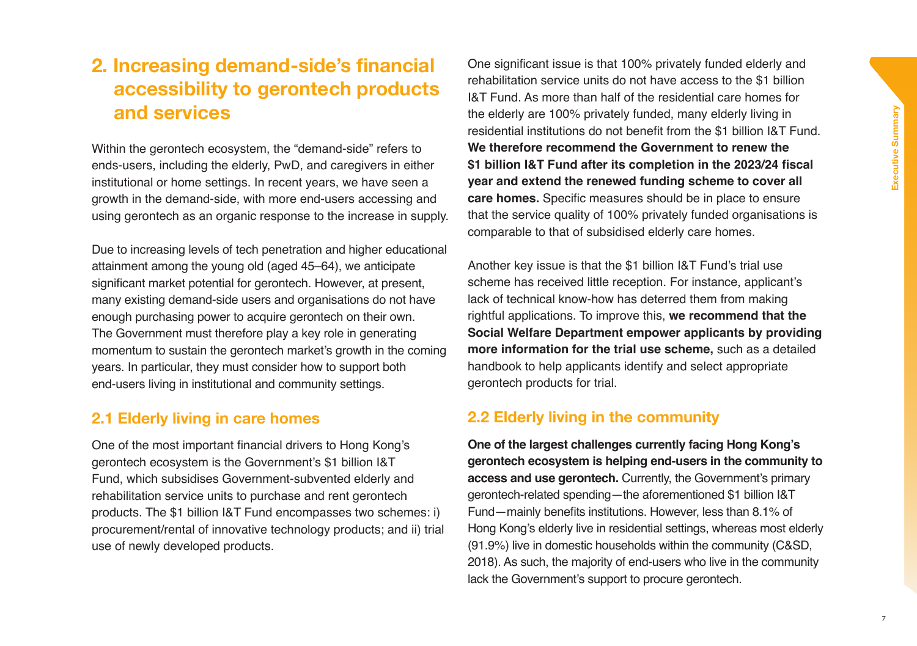## 2. Increasing demand-side's financial accessibility to gerontech products and services

Within the gerontech ecosystem, the "demand-side" refers to ends-users, including the elderly, PwD, and caregivers in either institutional or home settings. In recent years, we have seen a growth in the demand-side, with more end-users accessing and using gerontech as an organic response to the increase in supply.

Due to increasing levels of tech penetration and higher educational attainment among the young old (aged 45–64), we anticipate significant market potential for gerontech. However, at present, many existing demand-side users and organisations do not have enough purchasing power to acquire gerontech on their own. The Government must therefore play a key role in generating momentum to sustain the gerontech market's growth in the coming years. In particular, they must consider how to support both end-users living in institutional and community settings.

### 2.1 Elderly living in care homes

One of the most important financial drivers to Hong Kong's gerontech ecosystem is the Government's $1 billion I&T Fund, which subsidises Government-subvented elderly and rehabilitation service units to purchase and rent gerontech products. The $1 billion I&T Fund encompasses two schemes: i) procurement/rental of innovative technology products; and ii) trial use of newly developed products.

One significant issue is that 100% privately funded elderly and rehabilitation service units do not have access to the $1 billion I&T Fund. As more than half of the residential care homes for the elderly are 100% privately funded, many elderly living in residential institutions do not benefit from the $1 billion I&T Fund. **We therefore recommend the Government to renew the $1 billion I&T Fund after its completion in the 2023/24 fiscal year and extend the renewed funding scheme to cover all care homes.** Specific measures should be in place to ensure that the service quality of 100% privately funded organisations is comparable to that of subsidised elderly care homes.

Another key issue is that the $1 billion I&T Fund's trial use scheme has received little reception. For instance, applicant's lack of technical know-how has deterred them from making rightful applications. To improve this, **we recommend that the Social Welfare Department empower applicants by providing more information for the trial use scheme,** such as a detailed handbook to help applicants identify and select appropriate gerontech products for trial.

### 2.2 Elderly living in the community

**One of the largest challenges currently facing Hong Kong's gerontech ecosystem is helping end-users in the community to access and use gerontech.** Currently, the Government's primary gerontech-related spending—the aforementioned $1 billion I&T Fund—mainly benefits institutions. However, less than 8.1% of Hong Kong's elderly live in residential settings, whereas most elderly (91.9%) live in domestic households within the community (C&SD, 2018). As such, the majority of end-users who live in the community lack the Government's support to procure gerontech.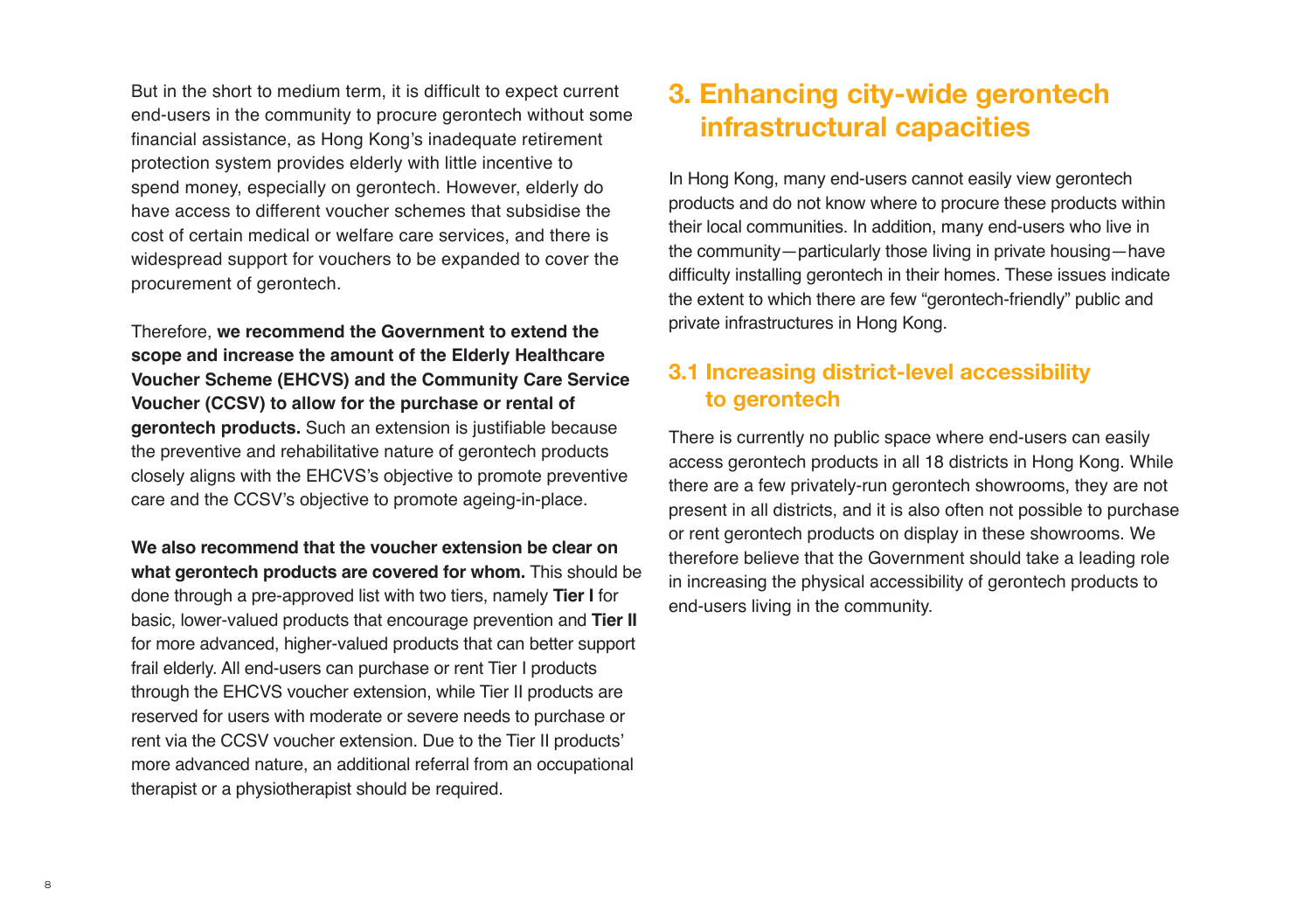But in the short to medium term, it is difficult to expect current end-users in the community to procure gerontech without some financial assistance, as Hong Kong's inadequate retirement protection system provides elderly with little incentive to spend money, especially on gerontech. However, elderly do have access to different voucher schemes that subsidise the cost of certain medical or welfare care services, and there is widespread support for vouchers to be expanded to cover the procurement of gerontech.

Therefore, **we recommend the Government to extend the scope and increase the amount of the Elderly Healthcare Voucher Scheme (EHCVS) and the Community Care Service Voucher (CCSV) to allow for the purchase or rental of gerontech products.** Such an extension is justifiable because the preventive and rehabilitative nature of gerontech products closely aligns with the EHCVS's objective to promote preventive care and the CCSV's objective to promote ageing-in-place.

**We also recommend that the voucher extension be clear on what gerontech products are covered for whom.** This should be done through a pre-approved list with two tiers, namely **Tier I** for basic, lower-valued products that encourage prevention and **Tier II** for more advanced, higher-valued products that can better support frail elderly. All end-users can purchase or rent Tier I products through the EHCVS voucher extension, while Tier II products are reserved for users with moderate or severe needs to purchase or rent via the CCSV voucher extension. Due to the Tier II products' more advanced nature, an additional referral from an occupational therapist or a physiotherapist should be required.

## 3. Enhancing city-wide gerontech infrastructural capacities

In Hong Kong, many end-users cannot easily view gerontech products and do not know where to procure these products within their local communities. In addition, many end-users who live in the community—particularly those living in private housing—have difficulty installing gerontech in their homes. These issues indicate the extent to which there are few "gerontech-friendly" public and private infrastructures in Hong Kong.

### 3.1 Increasing district-level accessibility to gerontech

There is currently no public space where end-users can easily access gerontech products in all 18 districts in Hong Kong. While there are a few privately-run gerontech showrooms, they are not present in all districts, and it is also often not possible to purchase or rent gerontech products on display in these showrooms. We therefore believe that the Government should take a leading role in increasing the physical accessibility of gerontech products to end-users living in the community.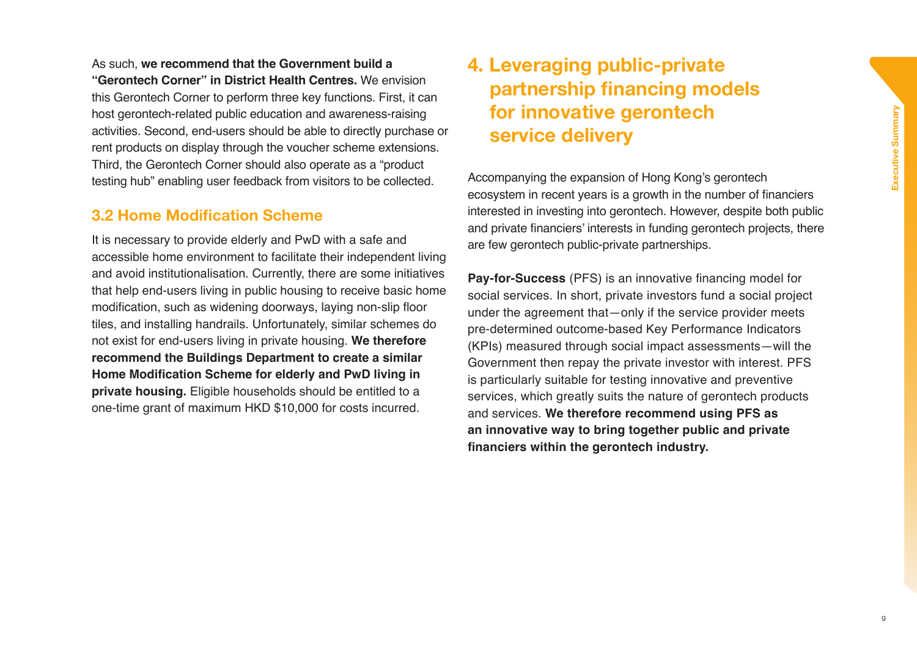As such, **we recommend that the Government build a "Gerontech Corner" in District Health Centres.** We envision this Gerontech Corner to perform three key functions. First, it can host gerontech-related public education and awareness-raising activities. Second, end-users should be able to directly purchase or rent products on display through the voucher scheme extensions. Third, the Gerontech Corner should also operate as a "product testing hub" enabling user feedback from visitors to be collected.

### 3.2 Home Modification Scheme

It is necessary to provide elderly and PwD with a safe and accessible home environment to facilitate their independent living and avoid institutionalisation. Currently, there are some initiatives that help end-users living in public housing to receive basic home modification, such as widening doorways, laying non-slip floor tiles, and installing handrails. Unfortunately, similar schemes do not exist for end-users living in private housing. **We therefore recommend the Buildings Department to create a similar Home Modification Scheme for elderly and PwD living in private housing.** Eligible households should be entitled to a one-time grant of maximum HKD $10,000 for costs incurred.

## 4. Leveraging public-private partnership financing models for innovative gerontech service delivery

Accompanying the expansion of Hong Kong's gerontech ecosystem in recent years is a growth in the number of financiers interested in investing into gerontech. However, despite both public and private financiers' interests in funding gerontech projects, there are few gerontech public-private partnerships.

**Pay-for-Success** (PFS) is an innovative financing model for social services. In short, private investors fund a social project under the agreement that—only if the service provider meets pre-determined outcome-based Key Performance Indicators (KPIs) measured through social impact assessments—will the Government then repay the private investor with interest. PFS is particularly suitable for testing innovative and preventive services, which greatly suits the nature of gerontech products and services. **We therefore recommend using PFS as an innovative way to bring together public and private financiers within the gerontech industry.**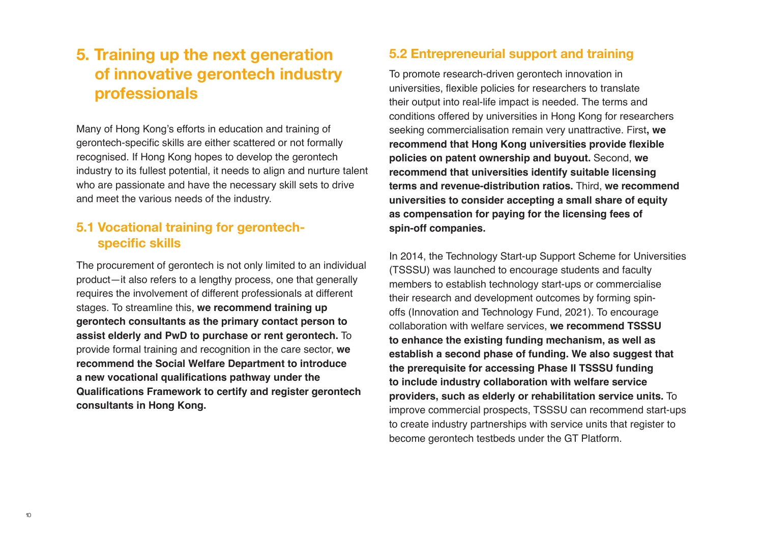# 5. Training up the next generation of innovative gerontech industry professionals

Many of Hong Kong's efforts in education and training of gerontech-specific skills are either scattered or not formally recognised. If Hong Kong hopes to develop the gerontech industry to its fullest potential, it needs to align and nurture talent who are passionate and have the necessary skill sets to drive and meet the various needs of the industry.

## 5.1 Vocational training for gerontech-specific skills

The procurement of gerontech is not only limited to an individual product—it also refers to a lengthy process, one that generally requires the involvement of different professionals at different stages. To streamline this, **we recommend training up gerontech consultants as the primary contact person to assist elderly and PwD to purchase or rent gerontech.** To provide formal training and recognition in the care sector, **we recommend the Social Welfare Department to introduce a new vocational qualifications pathway under the Qualifications Framework to certify and register gerontech consultants in Hong Kong.**

## 5.2 Entrepreneurial support and training

To promote research-driven gerontech innovation in universities, flexible policies for researchers to translate their output into real-life impact is needed. The terms and conditions offered by universities in Hong Kong for researchers seeking commercialisation remain very unattractive. First**, we recommend that Hong Kong universities provide flexible policies on patent ownership and buyout.** Second, **we recommend that universities identify suitable licensing terms and revenue-distribution ratios.** Third, **we recommend universities to consider accepting a small share of equity as compensation for paying for the licensing fees of spin-off companies.**

In 2014, the Technology Start-up Support Scheme for Universities (TSSSU) was launched to encourage students and faculty members to establish technology start-ups or commercialise their research and development outcomes by forming spin-offs (Innovation and Technology Fund, 2021). To encourage collaboration with welfare services, **we recommend TSSSU to enhance the existing funding mechanism, as well as establish a second phase of funding. We also suggest that the prerequisite for accessing Phase II TSSSU funding to include industry collaboration with welfare service providers, such as elderly or rehabilitation service units.** To improve commercial prospects, TSSSU can recommend start-ups to create industry partnerships with service units that register to become gerontech testbeds under the GT Platform.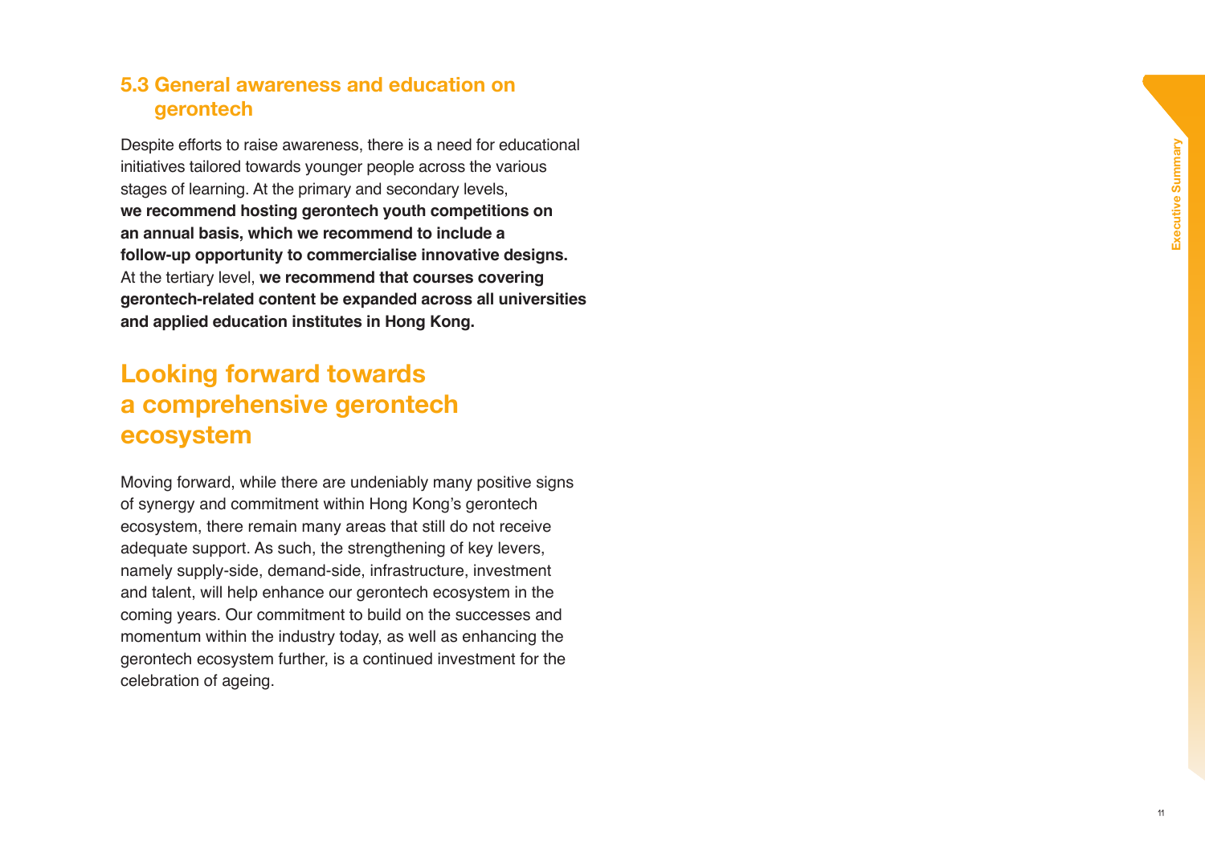### 5.3 General awareness and education on gerontech

Despite efforts to raise awareness, there is a need for educational initiatives tailored towards younger people across the various stages of learning. At the primary and secondary levels, **we recommend hosting gerontech youth competitions on an annual basis, which we recommend to include a follow-up opportunity to commercialise innovative designs.** At the tertiary level, **we recommend that courses covering gerontech-related content be expanded across all universities and applied education institutes in Hong Kong.**

## Looking forward towards a comprehensive gerontech ecosystem

Moving forward, while there are undeniably many positive signs of synergy and commitment within Hong Kong's gerontech ecosystem, there remain many areas that still do not receive adequate support. As such, the strengthening of key levers, namely supply-side, demand-side, infrastructure, investment and talent, will help enhance our gerontech ecosystem in the coming years. Our commitment to build on the successes and momentum within the industry today, as well as enhancing the gerontech ecosystem further, is a continued investment for the celebration of ageing.